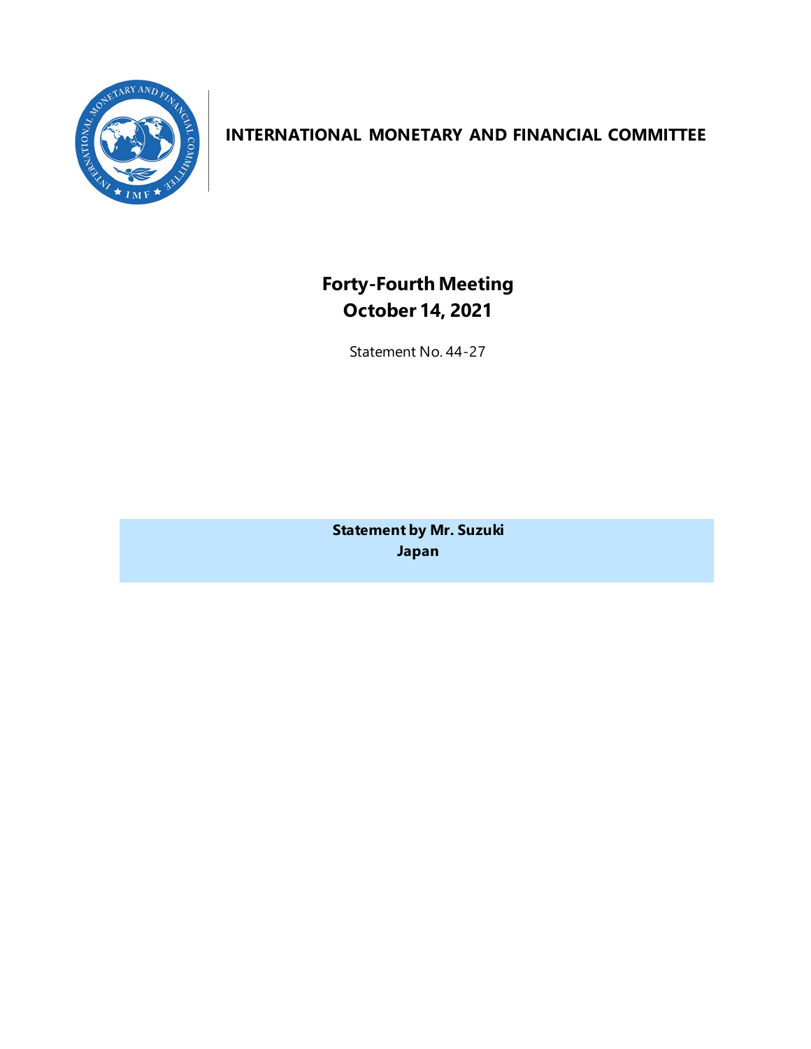# INTERNATIONAL MONETARY AND FINANCIAL COMMITTEE

## Forty-Fourth Meeting
## October 14, 2021

Statement No. 44-27

**Statement by Mr. Suzuki**
**Japan**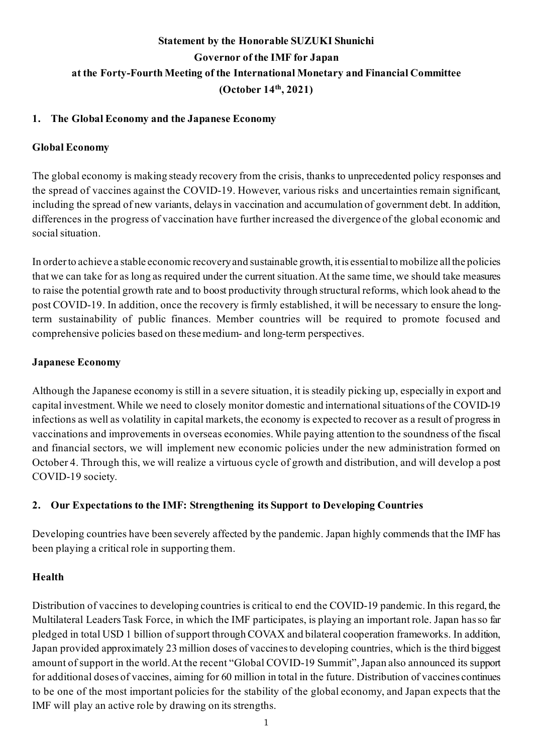**Statement by the Honorable SUZUKI Shunichi**
**Governor of the IMF for Japan**
**at the Forty-Fourth Meeting of the International Monetary and Financial Committee**
**(October 14th, 2021)**

## 1. The Global Economy and the Japanese Economy

### Global Economy

The global economy is making steady recovery from the crisis, thanks to unprecedented policy responses and the spread of vaccines against the COVID-19. However, various risks and uncertainties remain significant, including the spread of new variants, delays in vaccination and accumulation of government debt. In addition, differences in the progress of vaccination have further increased the divergence of the global economic and social situation.

In order to achieve a stable economic recovery and sustainable growth, it is essential to mobilize all the policies that we can take for as long as required under the current situation. At the same time, we should take measures to raise the potential growth rate and to boost productivity through structural reforms, which look ahead to the post COVID-19. In addition, once the recovery is firmly established, it will be necessary to ensure the long-term sustainability of public finances. Member countries will be required to promote focused and comprehensive policies based on these medium- and long-term perspectives.

### Japanese Economy

Although the Japanese economy is still in a severe situation, it is steadily picking up, especially in export and capital investment. While we need to closely monitor domestic and international situations of the COVID-19 infections as well as volatility in capital markets, the economy is expected to recover as a result of progress in vaccinations and improvements in overseas economies. While paying attention to the soundness of the fiscal and financial sectors, we will implement new economic policies under the new administration formed on October 4. Through this, we will realize a virtuous cycle of growth and distribution, and will develop a post COVID-19 society.

## 2. Our Expectations to the IMF: Strengthening its Support to Developing Countries

Developing countries have been severely affected by the pandemic. Japan highly commends that the IMF has been playing a critical role in supporting them.

### Health

Distribution of vaccines to developing countries is critical to end the COVID-19 pandemic. In this regard, the Multilateral Leaders Task Force, in which the IMF participates, is playing an important role. Japan has so far pledged in total USD 1 billion of support through COVAX and bilateral cooperation frameworks. In addition, Japan provided approximately 23 million doses of vaccines to developing countries, which is the third biggest amount of support in the world. At the recent "Global COVID-19 Summit", Japan also announced its support for additional doses of vaccines, aiming for 60 million in total in the future. Distribution of vaccines continues to be one of the most important policies for the stability of the global economy, and Japan expects that the IMF will play an active role by drawing on its strengths.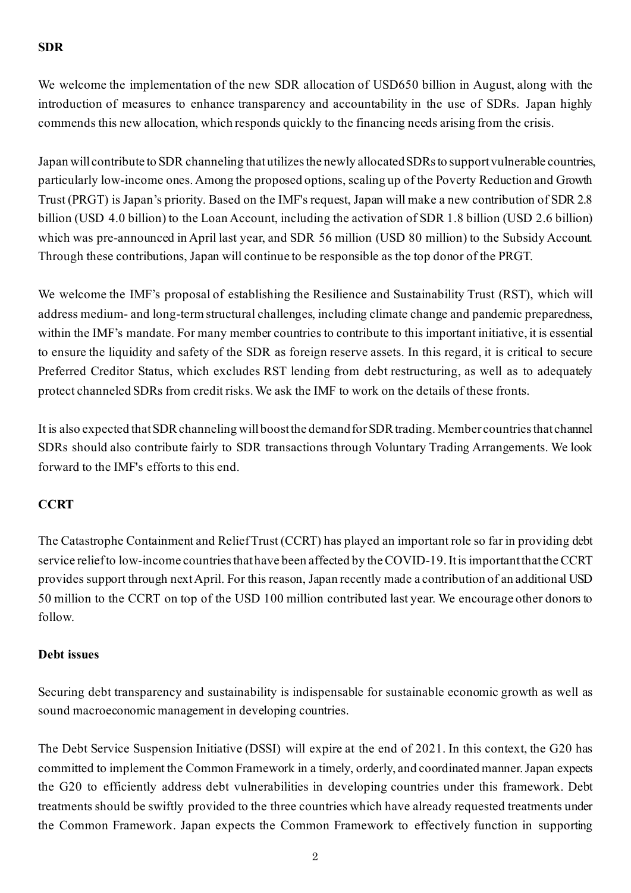**SDR**

We welcome the implementation of the new SDR allocation of USD650 billion in August, along with the introduction of measures to enhance transparency and accountability in the use of SDRs. Japan highly commends this new allocation, which responds quickly to the financing needs arising from the crisis.

Japan will contribute to SDR channeling that utilizes the newly allocated SDRs to support vulnerable countries, particularly low-income ones. Among the proposed options, scaling up of the Poverty Reduction and Growth Trust (PRGT) is Japan's priority. Based on the IMF's request, Japan will make a new contribution of SDR 2.8 billion (USD 4.0 billion) to the Loan Account, including the activation of SDR 1.8 billion (USD 2.6 billion) which was pre-announced in April last year, and SDR 56 million (USD 80 million) to the Subsidy Account. Through these contributions, Japan will continue to be responsible as the top donor of the PRGT.

We welcome the IMF's proposal of establishing the Resilience and Sustainability Trust (RST), which will address medium- and long-term structural challenges, including climate change and pandemic preparedness, within the IMF's mandate. For many member countries to contribute to this important initiative, it is essential to ensure the liquidity and safety of the SDR as foreign reserve assets. In this regard, it is critical to secure Preferred Creditor Status, which excludes RST lending from debt restructuring, as well as to adequately protect channeled SDRs from credit risks. We ask the IMF to work on the details of these fronts.

It is also expected that SDR channeling will boost the demand for SDR trading. Member countries that channel SDRs should also contribute fairly to SDR transactions through Voluntary Trading Arrangements. We look forward to the IMF's efforts to this end.

**CCRT**

The Catastrophe Containment and Relief Trust (CCRT) has played an important role so far in providing debt service relief to low-income countries that have been affected by the COVID-19. It is important that the CCRT provides support through next April. For this reason, Japan recently made a contribution of an additional USD 50 million to the CCRT on top of the USD 100 million contributed last year. We encourage other donors to follow.

**Debt issues**

Securing debt transparency and sustainability is indispensable for sustainable economic growth as well as sound macroeconomic management in developing countries.

The Debt Service Suspension Initiative (DSSI) will expire at the end of 2021. In this context, the G20 has committed to implement the Common Framework in a timely, orderly, and coordinated manner. Japan expects the G20 to efficiently address debt vulnerabilities in developing countries under this framework. Debt treatments should be swiftly provided to the three countries which have already requested treatments under the Common Framework. Japan expects the Common Framework to effectively function in supporting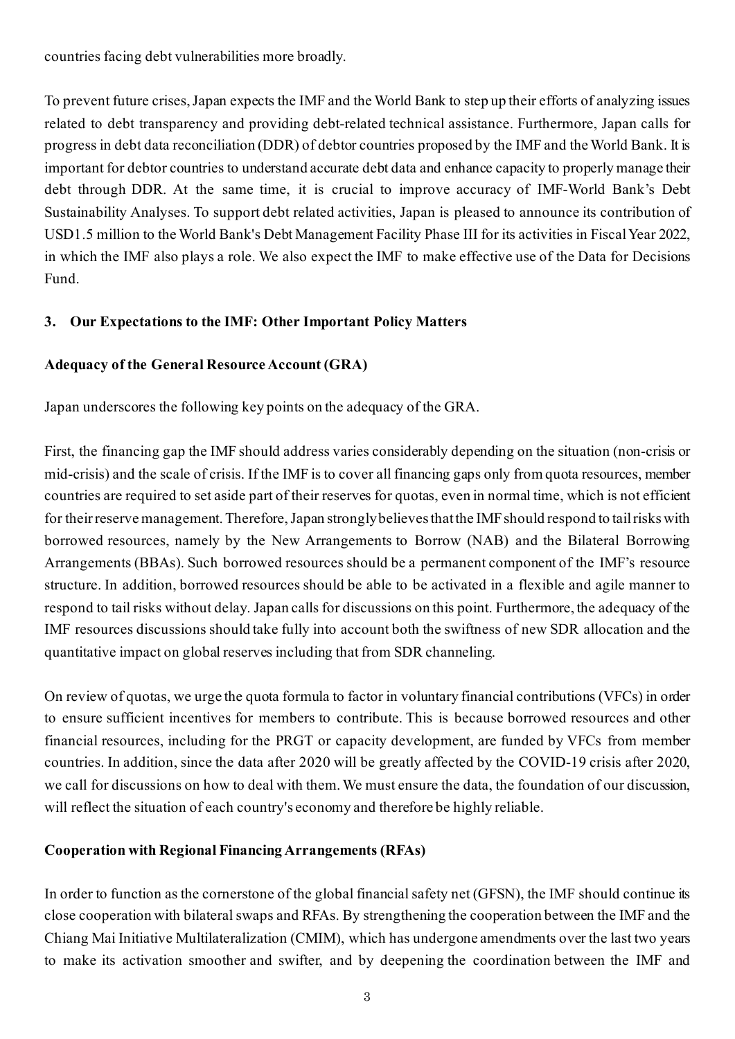countries facing debt vulnerabilities more broadly.

To prevent future crises, Japan expects the IMF and the World Bank to step up their efforts of analyzing issues related to debt transparency and providing debt-related technical assistance. Furthermore, Japan calls for progress in debt data reconciliation (DDR) of debtor countries proposed by the IMF and the World Bank. It is important for debtor countries to understand accurate debt data and enhance capacity to properly manage their debt through DDR. At the same time, it is crucial to improve accuracy of IMF-World Bank's Debt Sustainability Analyses. To support debt related activities, Japan is pleased to announce its contribution of USD1.5 million to the World Bank's Debt Management Facility Phase III for its activities in Fiscal Year 2022, in which the IMF also plays a role. We also expect the IMF to make effective use of the Data for Decisions Fund.

## 3. Our Expectations to the IMF: Other Important Policy Matters

### Adequacy of the General Resource Account (GRA)

Japan underscores the following key points on the adequacy of the GRA.

First, the financing gap the IMF should address varies considerably depending on the situation (non-crisis or mid-crisis) and the scale of crisis. If the IMF is to cover all financing gaps only from quota resources, member countries are required to set aside part of their reserves for quotas, even in normal time, which is not efficient for their reserve management. Therefore, Japan strongly believes that the IMF should respond to tail risks with borrowed resources, namely by the New Arrangements to Borrow (NAB) and the Bilateral Borrowing Arrangements (BBAs). Such borrowed resources should be a permanent component of the IMF's resource structure. In addition, borrowed resources should be able to be activated in a flexible and agile manner to respond to tail risks without delay. Japan calls for discussions on this point. Furthermore, the adequacy of the IMF resources discussions should take fully into account both the swiftness of new SDR allocation and the quantitative impact on global reserves including that from SDR channeling.

On review of quotas, we urge the quota formula to factor in voluntary financial contributions (VFCs) in order to ensure sufficient incentives for members to contribute. This is because borrowed resources and other financial resources, including for the PRGT or capacity development, are funded by VFCs from member countries. In addition, since the data after 2020 will be greatly affected by the COVID-19 crisis after 2020, we call for discussions on how to deal with them. We must ensure the data, the foundation of our discussion, will reflect the situation of each country's economy and therefore be highly reliable.

### Cooperation with Regional Financing Arrangements (RFAs)

In order to function as the cornerstone of the global financial safety net (GFSN), the IMF should continue its close cooperation with bilateral swaps and RFAs. By strengthening the cooperation between the IMF and the Chiang Mai Initiative Multilateralization (CMIM), which has undergone amendments over the last two years to make its activation smoother and swifter, and by deepening the coordination between the IMF and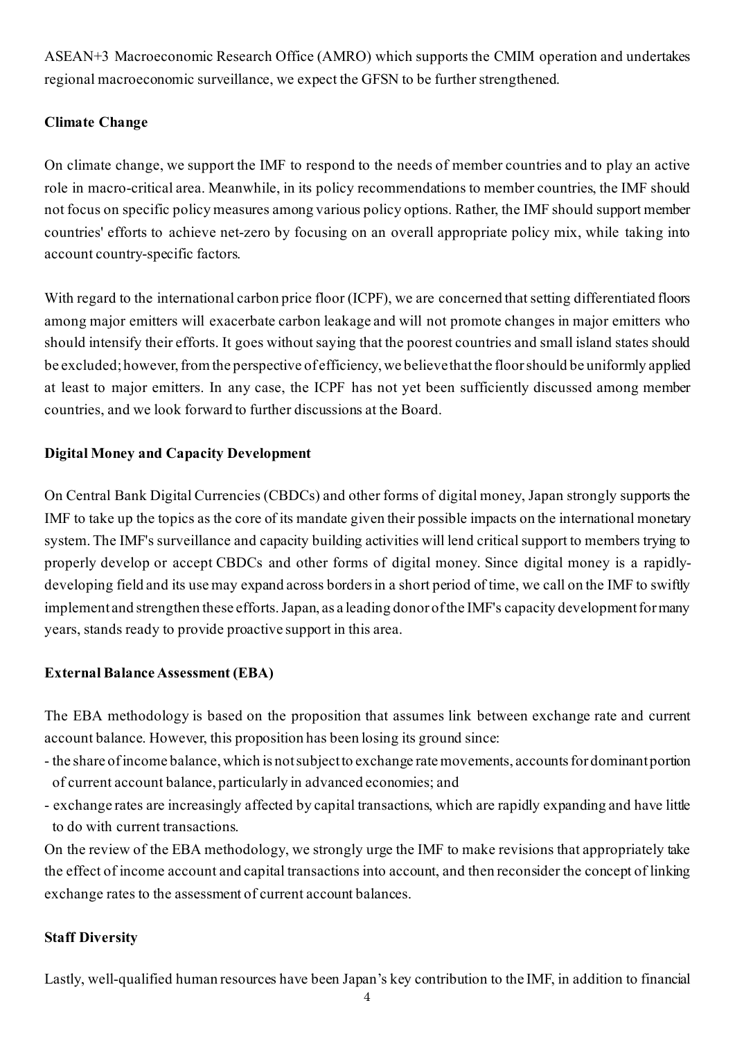ASEAN+3 Macroeconomic Research Office (AMRO) which supports the CMIM operation and undertakes regional macroeconomic surveillance, we expect the GFSN to be further strengthened.

**Climate Change**

On climate change, we support the IMF to respond to the needs of member countries and to play an active role in macro-critical area. Meanwhile, in its policy recommendations to member countries, the IMF should not focus on specific policy measures among various policy options. Rather, the IMF should support member countries' efforts to achieve net-zero by focusing on an overall appropriate policy mix, while taking into account country-specific factors.

With regard to the international carbon price floor (ICPF), we are concerned that setting differentiated floors among major emitters will exacerbate carbon leakage and will not promote changes in major emitters who should intensify their efforts. It goes without saying that the poorest countries and small island states should be excluded; however, from the perspective of efficiency, we believe that the floor should be uniformly applied at least to major emitters. In any case, the ICPF has not yet been sufficiently discussed among member countries, and we look forward to further discussions at the Board.

**Digital Money and Capacity Development**

On Central Bank Digital Currencies (CBDCs) and other forms of digital money, Japan strongly supports the IMF to take up the topics as the core of its mandate given their possible impacts on the international monetary system. The IMF's surveillance and capacity building activities will lend critical support to members trying to properly develop or accept CBDCs and other forms of digital money. Since digital money is a rapidly-developing field and its use may expand across borders in a short period of time, we call on the IMF to swiftly implement and strengthen these efforts. Japan, as a leading donor of the IMF's capacity development for many years, stands ready to provide proactive support in this area.

**External Balance Assessment (EBA)**

The EBA methodology is based on the proposition that assumes link between exchange rate and current account balance. However, this proposition has been losing its ground since:

- the share of income balance, which is not subject to exchange rate movements, accounts for dominant portion of current account balance, particularly in advanced economies; and
- exchange rates are increasingly affected by capital transactions, which are rapidly expanding and have little to do with current transactions.

On the review of the EBA methodology, we strongly urge the IMF to make revisions that appropriately take the effect of income account and capital transactions into account, and then reconsider the concept of linking exchange rates to the assessment of current account balances.

**Staff Diversity**

Lastly, well-qualified human resources have been Japan's key contribution to the IMF, in addition to financial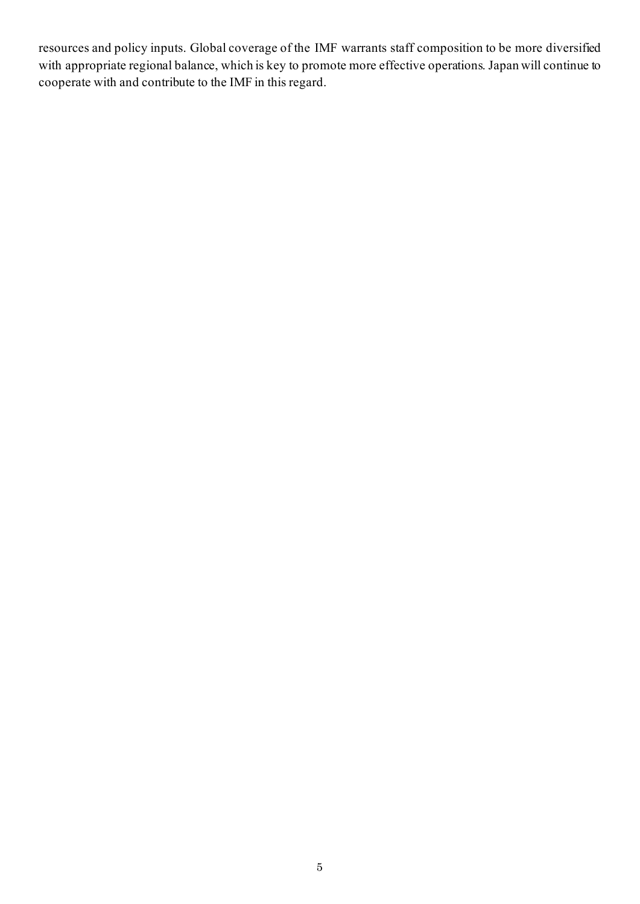resources and policy inputs. Global coverage of the IMF warrants staff composition to be more diversified with appropriate regional balance, which is key to promote more effective operations. Japan will continue to cooperate with and contribute to the IMF in this regard.